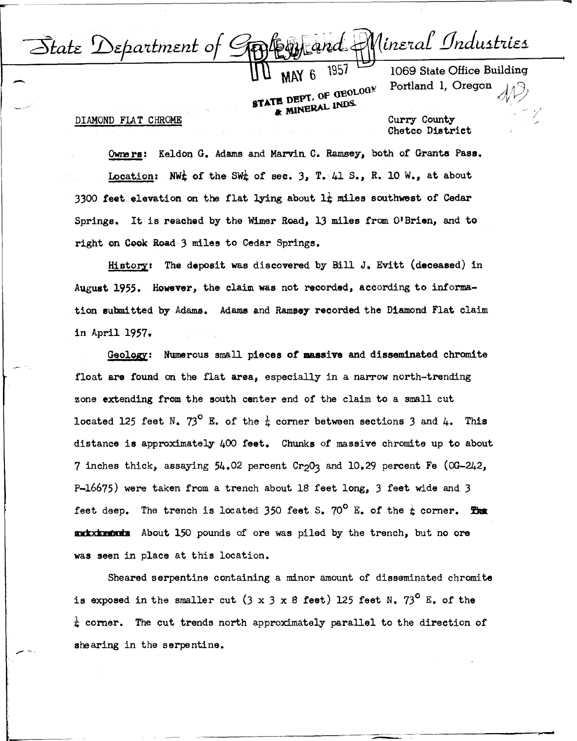State Department of Geology and Mineral Industries

MAY 6 1957

STATE DEPT. OF GEOLOGY & MINERAL INDS.

1069 State Office Building
Portland 1, Oregon

DIAMOND FLAT CHROME

Curry County
Chetco District

Owners: Keldon G. Adams and Marvin C. Ramsey, both of Grants Pass.

Location: NW¼ of the SW¼ of sec. 3, T. 41 S., R. 10 W., at about 3300 feet elevation on the flat lying about 1¼ miles southwest of Cedar Springs. It is reached by the Wimer Road, 13 miles from O'Brien, and to right on Cook Road 3 miles to Cedar Springs.

History: The deposit was discovered by Bill J. Evitt (deceased) in August 1955. However, the claim was not recorded, according to information submitted by Adams. Adams and Ramsey recorded the Diamond Flat claim in April 1957.

Geology: Numerous small pieces of massive and disseminated chromite float are found on the flat area, especially in a narrow north-trending zone extending from the south center end of the claim to a small cut located 125 feet N. 73° E. of the ¼ corner between sections 3 and 4. This distance is approximately 400 feet. Chunks of massive chromite up to about 7 inches thick, assaying 54.02 percent $Cr_2O_3$ and 10.29 percent Fe (OG-242, P-16675) were taken from a trench about 18 feet long, 3 feet wide and 3 feet deep. The trench is located 350 feet S. 70° E. of the ¼ corner. ~~The xxxxxxx~~ About 150 pounds of ore was piled by the trench, but no ore was seen in place at this location.

Sheared serpentine containing a minor amount of disseminated chromite is exposed in the smaller cut (3 x 3 x 8 feet) 125 feet N. 73° E. of the ¼ corner. The cut trends north approximately parallel to the direction of shearing in the serpentine.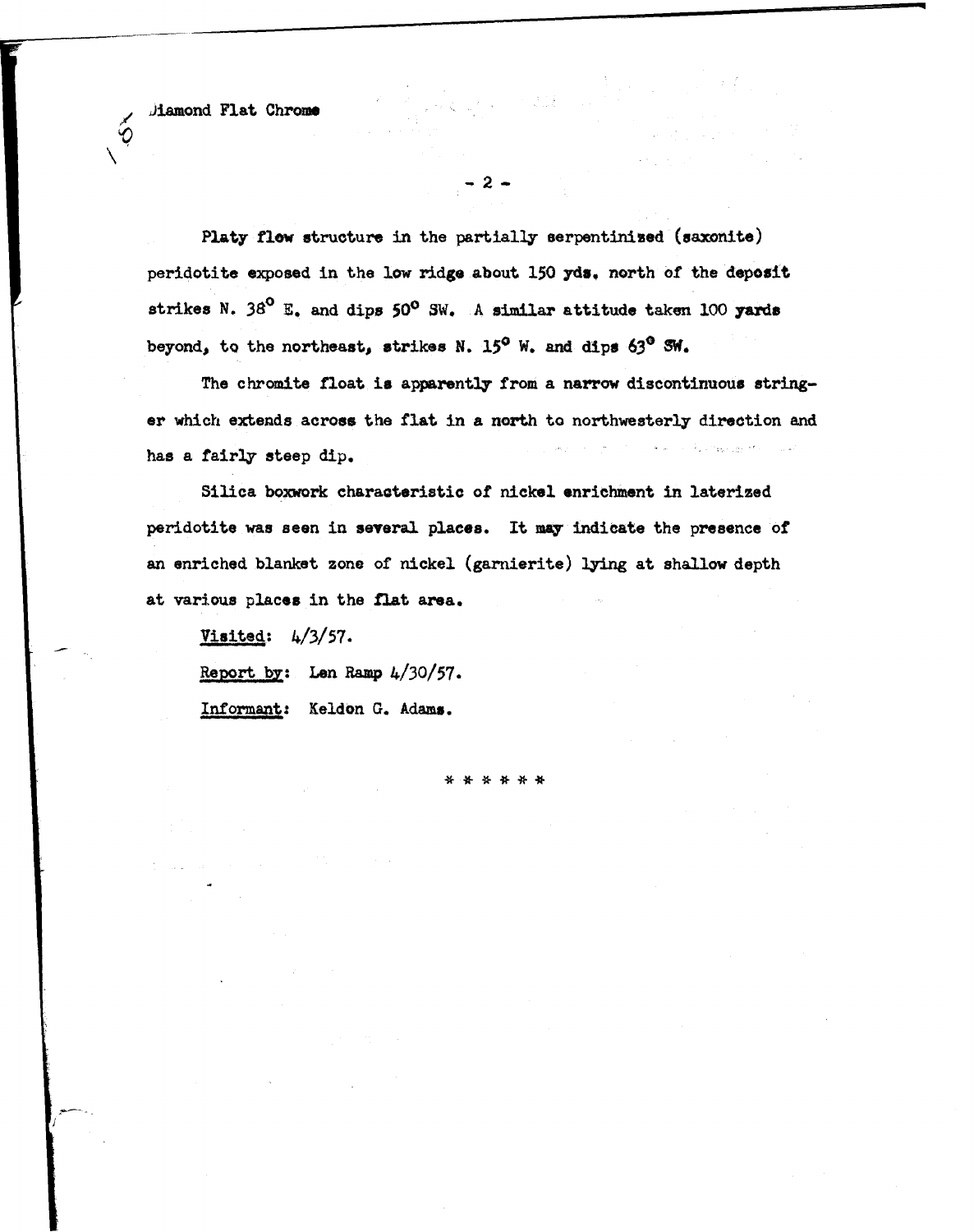Platy flow structure in the partially serpentinized (saxonite) peridotite exposed in the low ridge about 150 yds. north of the deposit strikes N. 38° E. and dips 50° SW. A similar attitude taken 100 yards beyond, to the northeast, strikes N. 15° W. and dips 63° SW.

The chromite float is apparently from a narrow discontinuous stringer which extends across the flat in a north to northwesterly direction and has a fairly steep dip.

Silica boxwork characteristic of nickel enrichment in laterized peridotite was seen in several places. It may indicate the presence of an enriched blanket zone of nickel (garnierite) lying at shallow depth at various places in the flat area.

Visited: 4/3/57.

Report by: Len Ramp 4/30/57.

Informant: Keldon G. Adams.

* * * * * *